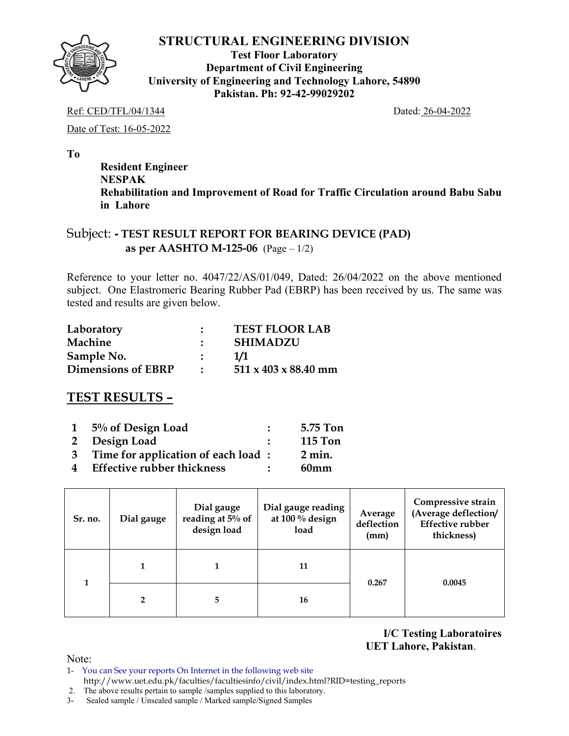# STRUCTURAL ENGINEERING DIVISION

**Test Floor Laboratory**
**Department of Civil Engineering**
**University of Engineering and Technology Lahore, 54890**
**Pakistan. Ph: 92-42-99029202**

Ref: CED/TFL/04/1344 Dated: 26-04-2022

Date of Test: 16-05-2022

**To**

**Resident Engineer**
**NESPAK**
**Rehabilitation and Improvement of Road for Traffic Circulation around Babu Sabu in Lahore**

Subject: **- TEST RESULT REPORT FOR BEARING DEVICE (PAD) as per AASHTO M-125-06** (Page – 1/2)

Reference to your letter no. 4047/22/AS/01/049, Dated: 26/04/2022 on the above mentioned subject. One Elastromeric Bearing Rubber Pad (EBRP) has been received by us. The same was tested and results are given below.

| | | |
|---|---|---|
| **Laboratory** | : | **TEST FLOOR LAB** |
| **Machine** | : | **SHIMADZU** |
| **Sample No.** | : | **1/1** |
| **Dimensions of EBRP** | : | **511 x 403 x 88.40 mm** |

## TEST RESULTS –

| | | | |
|---|---|---|---|
| **1** | **5% of Design Load** | : | **5.75 Ton** |
| **2** | **Design Load** | : | **115 Ton** |
| **3** | **Time for application of each load** | : | **2 min.** |
| **4** | **Effective rubber thickness** | : | **60mm** |

| Sr. no. | Dial gauge | Dial gauge reading at 5% of design load | Dial gauge reading at 100 % design load | Average deflection (mm) | Compressive strain (Average deflection/ Effective rubber thickness) |
|---|---|---|---|---|---|
| 1 | 1 | 1 | 11 | 0.267 | 0.0045 |
| | 2 | 5 | 16 | | |

**I/C Testing Laboratoires**
**UET Lahore, Pakistan.**

Note:
1- You can See your reports On Internet in the following web site
http://www.uet.edu.pk/faculties/facultiesinfo/civil/index.html?RID=testing_reports
2. The above results pertain to sample /samples supplied to this laboratory.
3- Sealed sample / Unsealed sample / Marked sample/Signed Samples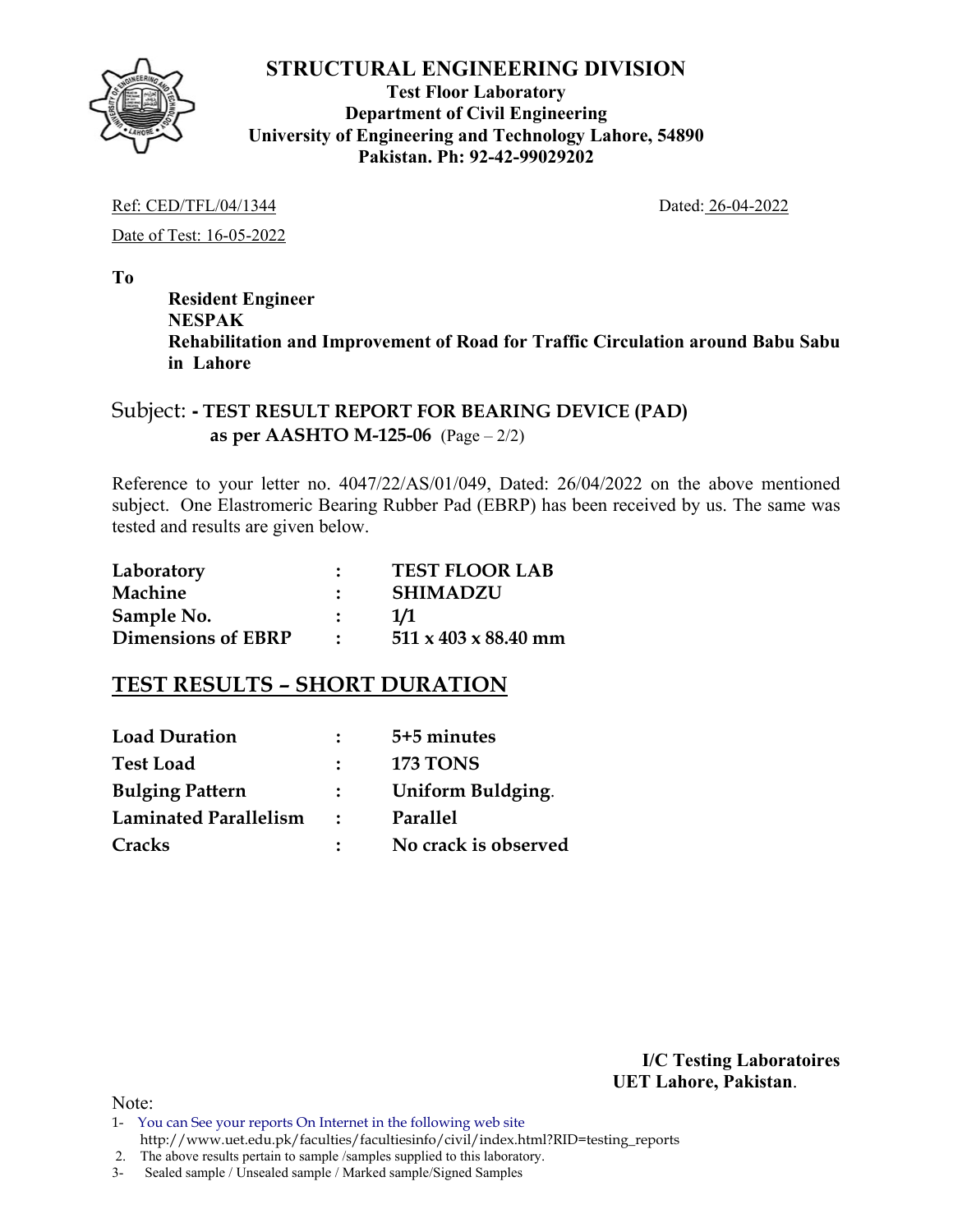# STRUCTURAL ENGINEERING DIVISION

**Test Floor Laboratory**
**Department of Civil Engineering**
**University of Engineering and Technology Lahore, 54890**
**Pakistan. Ph: 92-42-99029202**

Ref: CED/TFL/04/1344 Dated: 26-04-2022

Date of Test: 16-05-2022

**To**

**Resident Engineer**
**NESPAK**
**Rehabilitation and Improvement of Road for Traffic Circulation around Babu Sabu in Lahore**

Subject: **- TEST RESULT REPORT FOR BEARING DEVICE (PAD) as per AASHTO M-125-06** (Page – 2/2)

Reference to your letter no. 4047/22/AS/01/049, Dated: 26/04/2022 on the above mentioned subject. One Elastromeric Bearing Rubber Pad (EBRP) has been received by us. The same was tested and results are given below.

| | | |
|---|---|---|
| **Laboratory** | : | **TEST FLOOR LAB** |
| **Machine** | : | **SHIMADZU** |
| **Sample No.** | : | **1/1** |
| **Dimensions of EBRP** | : | **511 x 403 x 88.40 mm** |

## TEST RESULTS – SHORT DURATION

| | | |
|---|---|---|
| **Load Duration** | : | **5+5 minutes** |
| **Test Load** | : | **173 TONS** |
| **Bulging Pattern** | : | **Uniform Buldging**. |
| **Laminated Parallelism** | : | **Parallel** |
| **Cracks** | : | **No crack is observed** |

**I/C Testing Laboratoires**
**UET Lahore, Pakistan**.

Note:

1- You can See your reports On Internet in the following web site http://www.uet.edu.pk/faculties/facultiesinfo/civil/index.html?RID=testing_reports
2. The above results pertain to sample /samples supplied to this laboratory.
3- Sealed sample / Unsealed sample / Marked sample/Signed Samples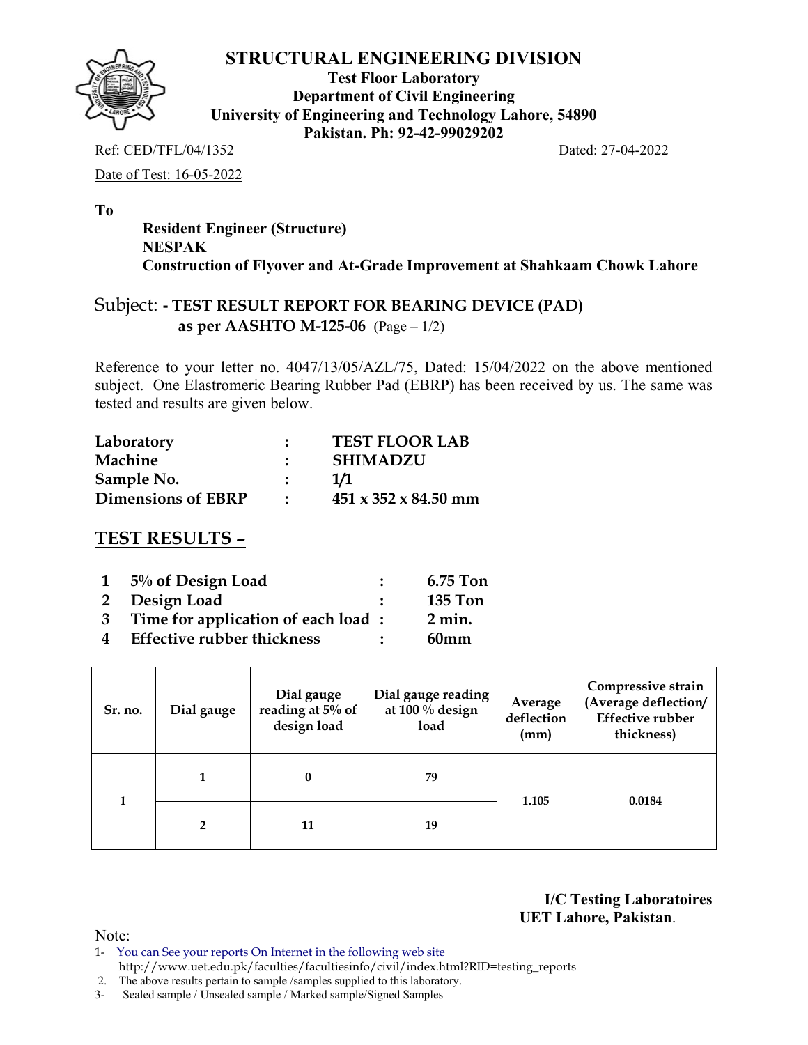# STRUCTURAL ENGINEERING DIVISION

**Test Floor Laboratory**
**Department of Civil Engineering**
**University of Engineering and Technology Lahore, 54890**
**Pakistan. Ph: 92-42-99029202**

Ref: CED/TFL/04/1352 Dated: 27-04-2022

Date of Test: 16-05-2022

**To**

**Resident Engineer (Structure)**
**NESPAK**
**Construction of Flyover and At-Grade Improvement at Shahkaam Chowk Lahore**

Subject: **- TEST RESULT REPORT FOR BEARING DEVICE (PAD) as per AASHTO M-125-06** (Page – 1/2)

Reference to your letter no. 4047/13/05/AZL/75, Dated: 15/04/2022 on the above mentioned subject. One Elastromeric Bearing Rubber Pad (EBRP) has been received by us. The same was tested and results are given below.

| | | |
|---|---|---|
| **Laboratory** | : | **TEST FLOOR LAB** |
| **Machine** | : | **SHIMADZU** |
| **Sample No.** | : | **1/1** |
| **Dimensions of EBRP** | : | **451 x 352 x 84.50 mm** |

## TEST RESULTS –

| | | | |
|---|---|---|---|
| 1 | 5% of Design Load | : | 6.75 Ton |
| 2 | Design Load | : | 135 Ton |
| 3 | Time for application of each load | : | 2 min. |
| 4 | Effective rubber thickness | : | 60mm |

| Sr. no. | Dial gauge | Dial gauge reading at 5% of design load | Dial gauge reading at 100 % design load | Average deflection (mm) | Compressive strain (Average deflection/ Effective rubber thickness) |
|---|---|---|---|---|---|
| 1 | 1 | 0 | 79 | 1.105 | 0.0184 |
| | 2 | 11 | 19 | | |

**I/C Testing Laboratoires**
**UET Lahore, Pakistan**.

Note:
1- You can See your reports On Internet in the following web site
http://www.uet.edu.pk/faculties/facultiesinfo/civil/index.html?RID=testing_reports
2. The above results pertain to sample /samples supplied to this laboratory.
3- Sealed sample / Unsealed sample / Marked sample/Signed Samples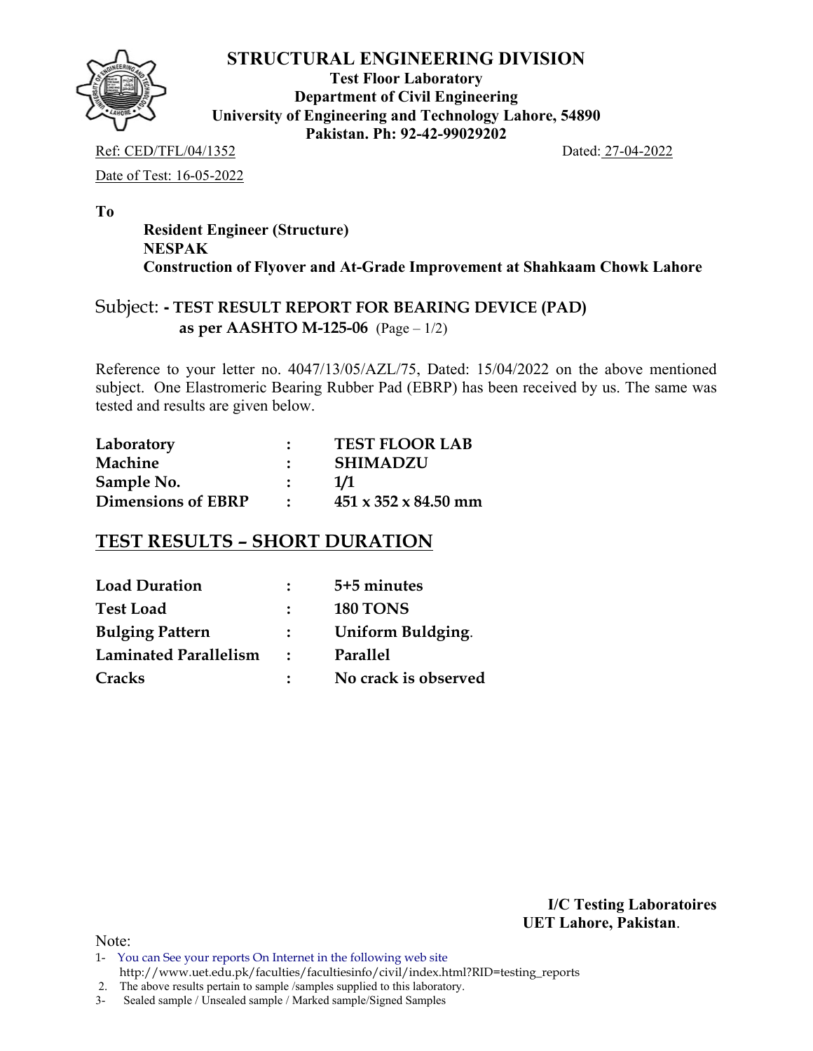# STRUCTURAL ENGINEERING DIVISION

**Test Floor Laboratory**
**Department of Civil Engineering**
**University of Engineering and Technology Lahore, 54890**
**Pakistan. Ph: 92-42-99029202**

Ref: CED/TFL/04/1352 Dated: 27-04-2022

Date of Test: 16-05-2022

**To**

**Resident Engineer (Structure)**
**NESPAK**
**Construction of Flyover and At-Grade Improvement at Shahkaam Chowk Lahore**

Subject: **- TEST RESULT REPORT FOR BEARING DEVICE (PAD) as per AASHTO M-125-06** (Page – 1/2)

Reference to your letter no. 4047/13/05/AZL/75, Dated: 15/04/2022 on the above mentioned subject. One Elastromeric Bearing Rubber Pad (EBRP) has been received by us. The same was tested and results are given below.

| | | |
|---|---|---|
| **Laboratory** | : | **TEST FLOOR LAB** |
| **Machine** | : | **SHIMADZU** |
| **Sample No.** | : | **1/1** |
| **Dimensions of EBRP** | : | **451 x 352 x 84.50 mm** |

## TEST RESULTS – SHORT DURATION

| | | |
|---|---|---|
| **Load Duration** | : | **5+5 minutes** |
| **Test Load** | : | **180 TONS** |
| **Bulging Pattern** | : | **Uniform Buldging**. |
| **Laminated Parallelism** | : | **Parallel** |
| **Cracks** | : | **No crack is observed** |

**I/C Testing Laboratoires**
**UET Lahore, Pakistan**.

Note:

1- You can See your reports On Internet in the following web site http://www.uet.edu.pk/faculties/facultiesinfo/civil/index.html?RID=testing_reports
2. The above results pertain to sample /samples supplied to this laboratory.
3- Sealed sample / Unsealed sample / Marked sample/Signed Samples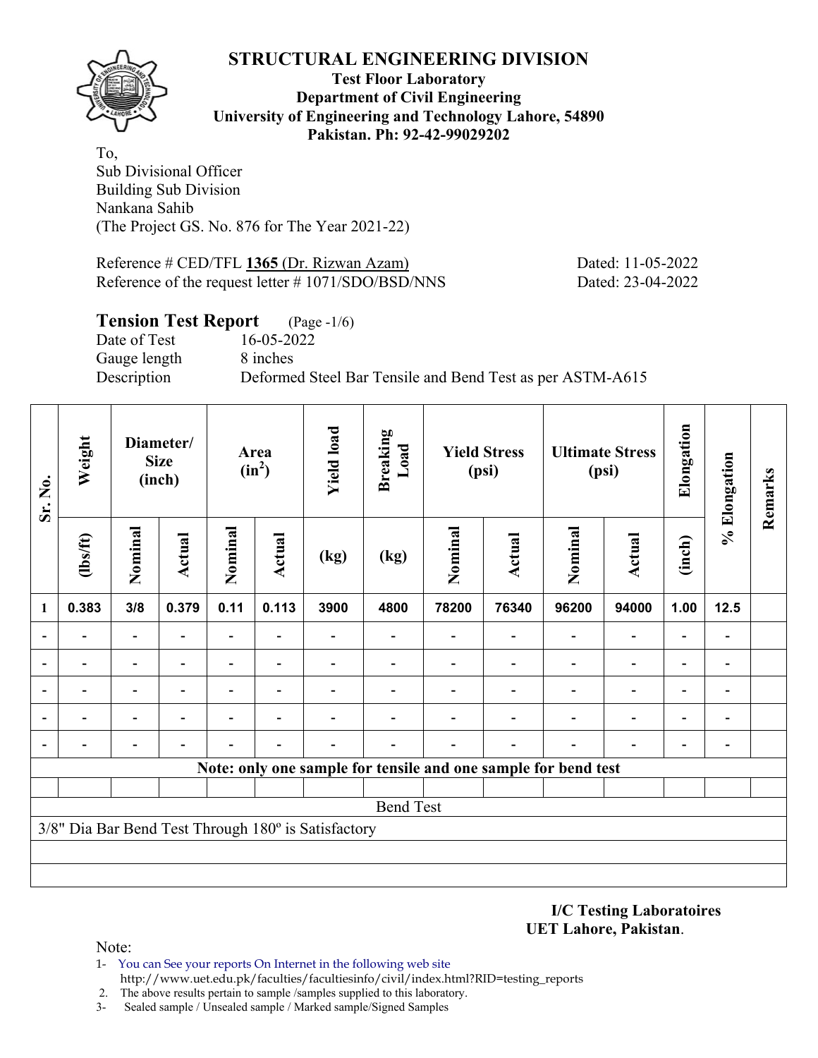# STRUCTURAL ENGINEERING DIVISION

**Test Floor Laboratory**
**Department of Civil Engineering**
**University of Engineering and Technology Lahore, 54890**
**Pakistan. Ph: 92-42-99029202**

To,
Sub Divisional Officer
Building Sub Division
Nankana Sahib
(The Project GS. No. 876 for The Year 2021-22)

Reference # CED/TFL **1365** (Dr. Rizwan Azam) Dated: 11-05-2022
Reference of the request letter # 1071/SDO/BSD/NNS Dated: 23-04-2022

## Tension Test Report (Page -1/6)

Date of Test 16-05-2022
Gauge length 8 inches
Description Deformed Steel Bar Tensile and Bend Test as per ASTM-A615

| Sr. No. | Weight | Diameter/ Size (inch) | | Area ($in^2$) | | Yield load | Breaking Load | Yield Stress (psi) | | Ultimate Stress (psi) | | Elongation | % Elongation | Remarks |
|---|---|---|---|---|---|---|---|---|---|---|---|---|---|---|
| | (lbs/ft) | Nominal | Actual | Nominal | Actual | (kg) | (kg) | Nominal | Actual | Nominal | Actual | (inch) | | |
| 1 | 0.383 | 3/8 | 0.379 | 0.11 | 0.113 | 3900 | 4800 | 78200 | 76340 | 96200 | 94000 | 1.00 | 12.5 | |
| - | - | - | - | - | - | - | - | - | - | - | - | - | - | |
| - | - | - | - | - | - | - | - | - | - | - | - | - | - | |
| - | - | - | - | - | - | - | - | - | - | - | - | - | - | |
| - | - | - | - | - | - | - | - | - | - | - | - | - | - | |
| - | - | - | - | - | - | - | - | - | - | - | - | - | - | |
| Note: only one sample for tensile and one sample for bend test | | | | | | | | | | | | | | |
| Bend Test | | | | | | | | | | | | | | |
| 3/8" Dia Bar Bend Test Through 180º is Satisfactory | | | | | | | | | | | | | | |

**I/C Testing Laboratoires**
**UET Lahore, Pakistan**.

Note:
1- You can See your reports On Internet in the following web site
http://www.uet.edu.pk/faculties/facultiesinfo/civil/index.html?RID=testing_reports
2. The above results pertain to sample /samples supplied to this laboratory.
3- Sealed sample / Unsealed sample / Marked sample/Signed Samples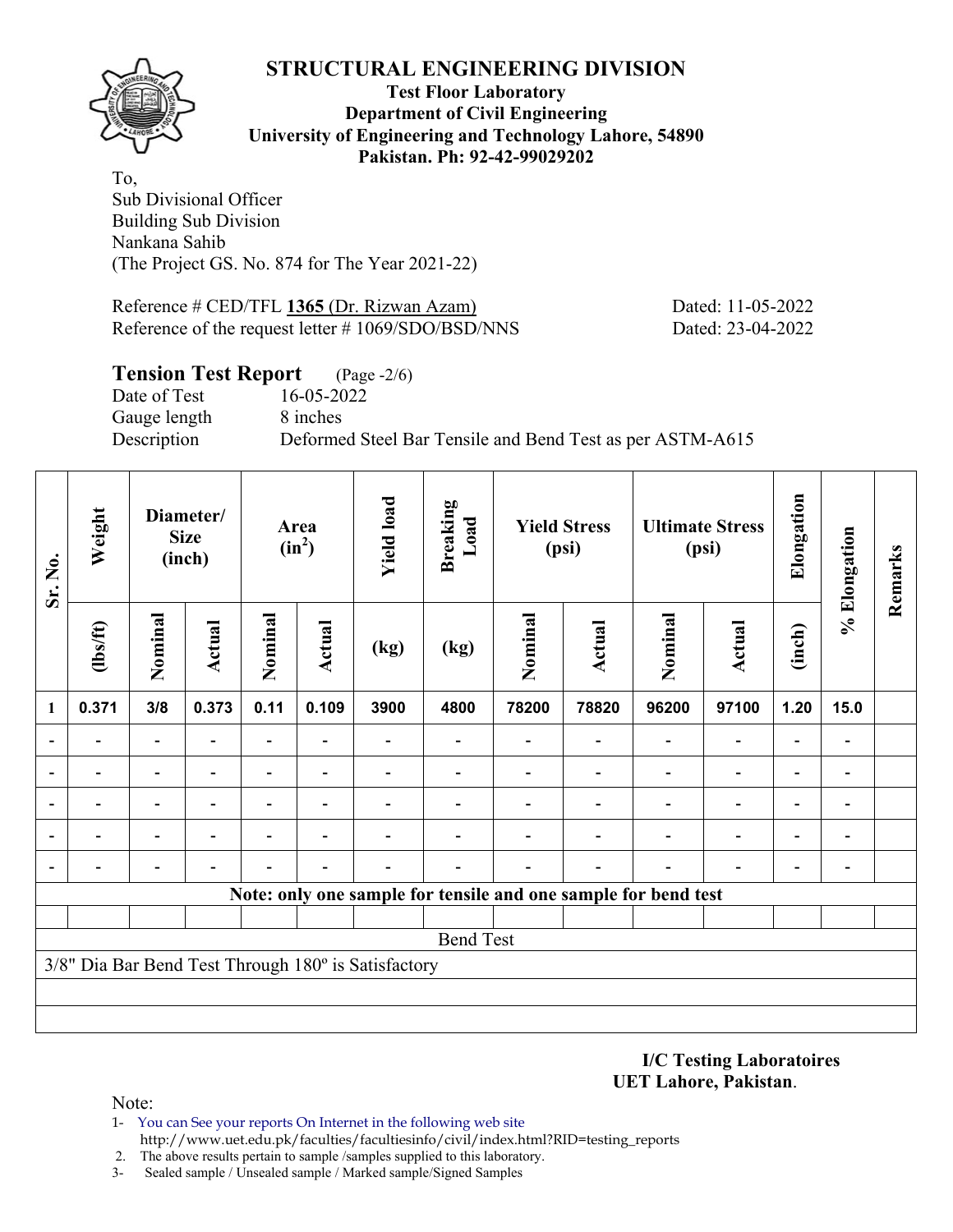# STRUCTURAL ENGINEERING DIVISION

**Test Floor Laboratory**
**Department of Civil Engineering**
**University of Engineering and Technology Lahore, 54890**
**Pakistan. Ph: 92-42-99029202**

To,
Sub Divisional Officer
Building Sub Division
Nankana Sahib
(The Project GS. No. 874 for The Year 2021-22)

Reference # CED/TFL **1365** (Dr. Rizwan Azam) Dated: 11-05-2022
Reference of the request letter # 1069/SDO/BSD/NNS Dated: 23-04-2022

## Tension Test Report (Page -2/6)

Date of Test 16-05-2022
Gauge length 8 inches
Description Deformed Steel Bar Tensile and Bend Test as per ASTM-A615

| Sr. No. | Weight | Diameter/ Size (inch) | | Area ($in^2$) | | Yield load | Breaking Load | Yield Stress (psi) | | Ultimate Stress (psi) | | Elongation | % Elongation | Remarks |
|---|---|---|---|---|---|---|---|---|---|---|---|---|---|---|
| | (lbs/ft) | Nominal | Actual | Nominal | Actual | (kg) | (kg) | Nominal | Actual | Nominal | Actual | (inch) | | |
| 1 | 0.371 | 3/8 | 0.373 | 0.11 | 0.109 | 3900 | 4800 | 78200 | 78820 | 96200 | 97100 | 1.20 | 15.0 | |
| - | - | - | - | - | - | - | - | - | - | - | - | - | - | |
| - | - | - | - | - | - | - | - | - | - | - | - | - | - | |
| - | - | - | - | - | - | - | - | - | - | - | - | - | - | |
| - | - | - | - | - | - | - | - | - | - | - | - | - | - | |
| - | - | - | - | - | - | - | - | - | - | - | - | - | - | |
| **Note: only one sample for tensile and one sample for bend test** | | | | | | | | | | | | | | |
| Bend Test | | | | | | | | | | | | | | |
| 3/8" Dia Bar Bend Test Through 180º is Satisfactory | | | | | | | | | | | | | | |

**I/C Testing Laboratoires**
**UET Lahore, Pakistan**.

Note:
1- You can See your reports On Internet in the following web site
http://www.uet.edu.pk/faculties/facultiesinfo/civil/index.html?RID=testing_reports
2. The above results pertain to sample /samples supplied to this laboratory.
3- Sealed sample / Unsealed sample / Marked sample/Signed Samples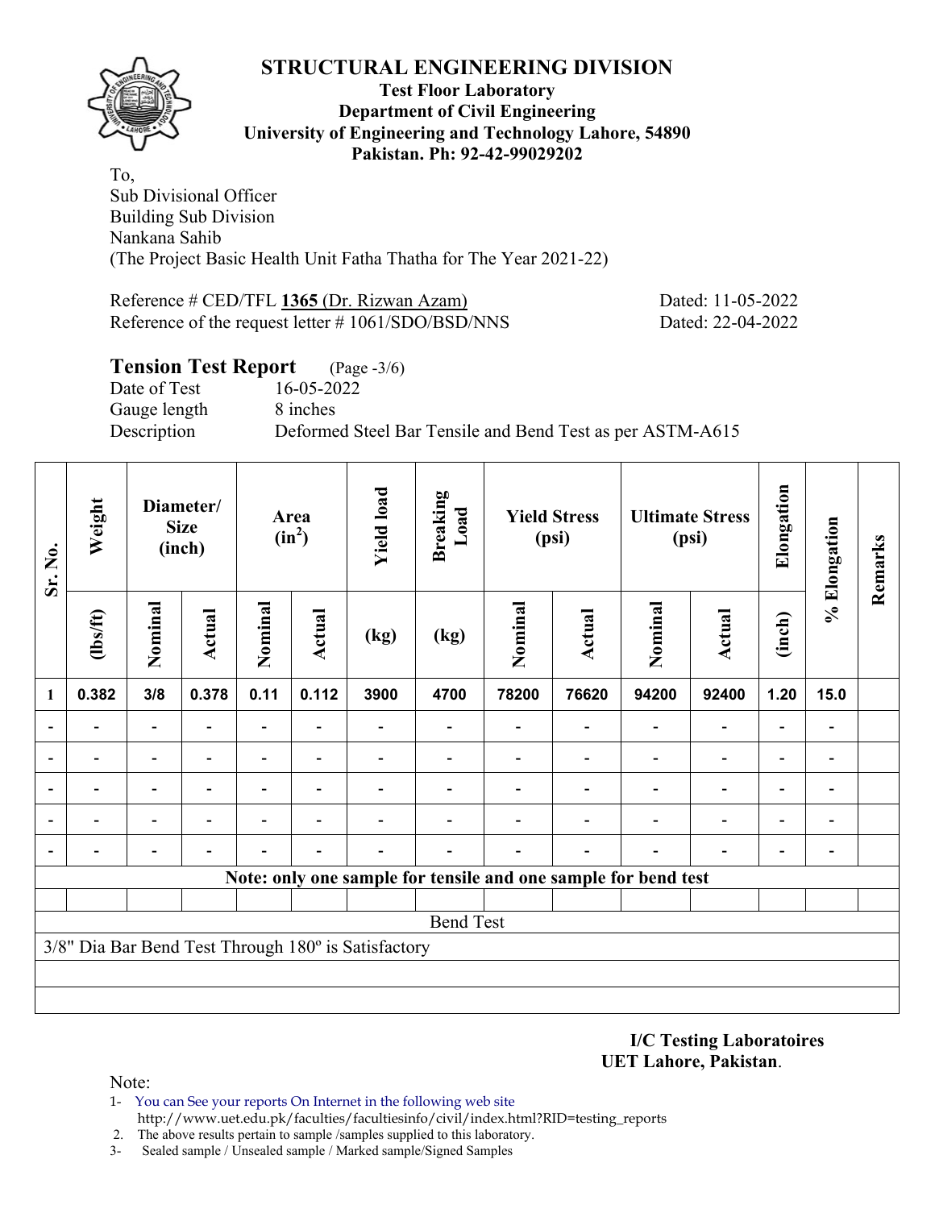# STRUCTURAL ENGINEERING DIVISION

**Test Floor Laboratory**
**Department of Civil Engineering**
**University of Engineering and Technology Lahore, 54890**
**Pakistan. Ph: 92-42-99029202**

To,
Sub Divisional Officer
Building Sub Division
Nankana Sahib
(The Project Basic Health Unit Fatha Thatha for The Year 2021-22)

Reference # CED/TFL **1365** (Dr. Rizwan Azam) Dated: 11-05-2022
Reference of the request letter # 1061/SDO/BSD/NNS Dated: 22-04-2022

## Tension Test Report (Page -3/6)

Date of Test 16-05-2022
Gauge length 8 inches
Description Deformed Steel Bar Tensile and Bend Test as per ASTM-A615

| Sr. No. | Weight | Diameter/ Size (inch) | | Area ($in^2$) | | Yield load | Breaking Load | Yield Stress (psi) | | Ultimate Stress (psi) | | Elongation | % Elongation | Remarks |
|---|---|---|---|---|---|---|---|---|---|---|---|---|---|---|
| | (lbs/ft) | Nominal | Actual | Nominal | Actual | (kg) | (kg) | Nominal | Actual | Nominal | Actual | (inch) | | |
| 1 | 0.382 | 3/8 | 0.378 | 0.11 | 0.112 | 3900 | 4700 | 78200 | 76620 | 94200 | 92400 | 1.20 | 15.0 | |
| - | - | - | - | - | - | - | - | - | - | - | - | - | - | |
| - | - | - | - | - | - | - | - | - | - | - | - | - | - | |
| - | - | - | - | - | - | - | - | - | - | - | - | - | - | |
| - | - | - | - | - | - | - | - | - | - | - | - | - | - | |
| - | - | - | - | - | - | - | - | - | - | - | - | - | - | |
| **Note: only one sample for tensile and one sample for bend test** | | | | | | | | | | | | | | |
| Bend Test | | | | | | | | | | | | | | |
| 3/8" Dia Bar Bend Test Through 180º is Satisfactory | | | | | | | | | | | | | | |

**I/C Testing Laboratoires**
**UET Lahore, Pakistan**.

Note:
1- You can See your reports On Internet in the following web site
http://www.uet.edu.pk/faculties/facultiesinfo/civil/index.html?RID=testing_reports
2. The above results pertain to sample /samples supplied to this laboratory.
3- Sealed sample / Unsealed sample / Marked sample/Signed Samples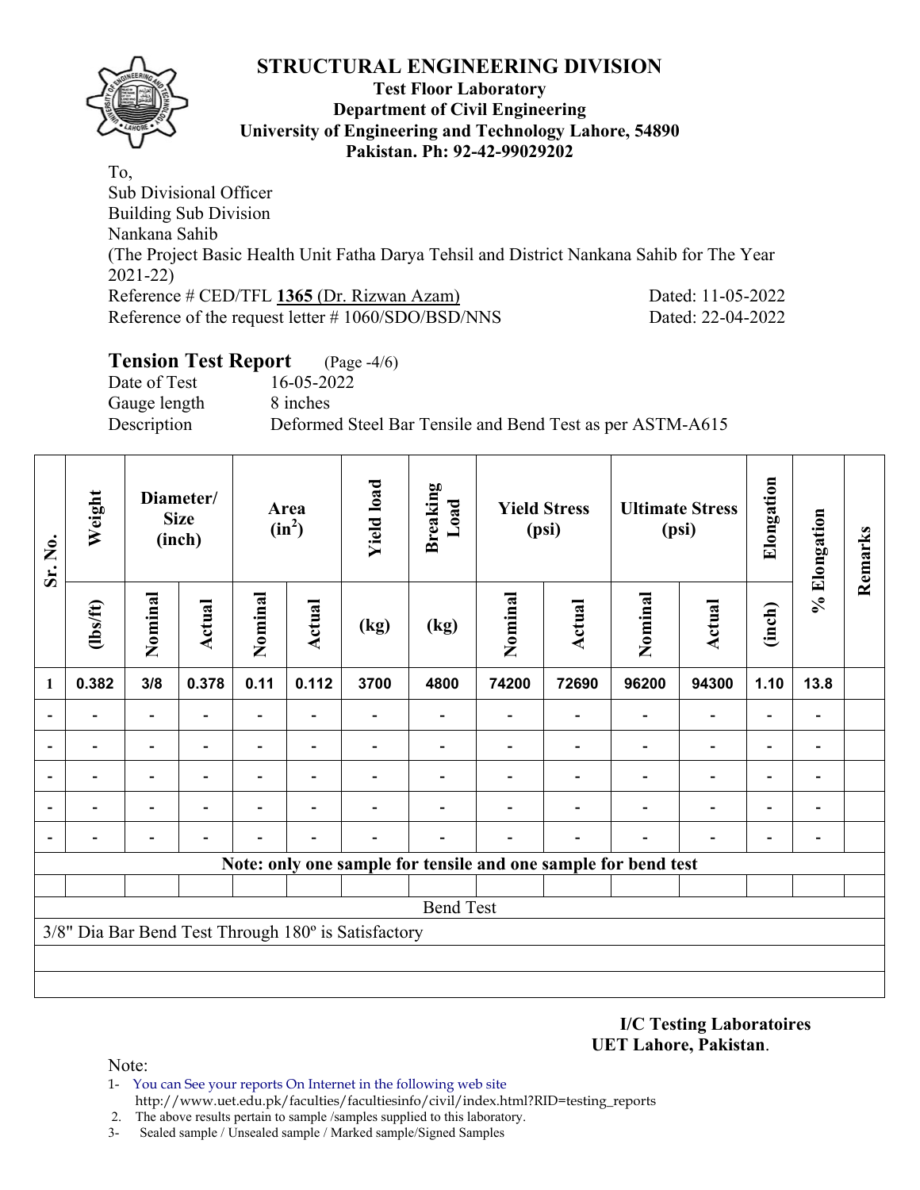# STRUCTURAL ENGINEERING DIVISION

**Test Floor Laboratory**
**Department of Civil Engineering**
**University of Engineering and Technology Lahore, 54890**
**Pakistan. Ph: 92-42-99029202**

To,
Sub Divisional Officer
Building Sub Division
Nankana Sahib
(The Project Basic Health Unit Fatha Darya Tehsil and District Nankana Sahib for The Year 2021-22)
Reference # CED/TFL **1365** (Dr. Rizwan Azam) Dated: 11-05-2022
Reference of the request letter # 1060/SDO/BSD/NNS Dated: 22-04-2022

## Tension Test Report (Page -4/6)

Date of Test 16-05-2022
Gauge length 8 inches
Description Deformed Steel Bar Tensile and Bend Test as per ASTM-A615

| Sr. No. | Weight | Diameter/ Size (inch) | | Area ($in^2$) | | Yield load | Breaking Load | Yield Stress (psi) | | Ultimate Stress (psi) | | Elongation | % Elongation | Remarks |
|---|---|---|---|---|---|---|---|---|---|---|---|---|---|---|
| | (lbs/ft) | Nominal | Actual | Nominal | Actual | (kg) | (kg) | Nominal | Actual | Nominal | Actual | (inch) | | |
| 1 | 0.382 | 3/8 | 0.378 | 0.11 | 0.112 | 3700 | 4800 | 74200 | 72690 | 96200 | 94300 | 1.10 | 13.8 | |
| - | - | - | - | - | - | - | - | - | - | - | - | - | - | |
| - | - | - | - | - | - | - | - | - | - | - | - | - | - | |
| - | - | - | - | - | - | - | - | - | - | - | - | - | - | |
| - | - | - | - | - | - | - | - | - | - | - | - | - | - | |
| - | - | - | - | - | - | - | - | - | - | - | - | - | - | |
| **Note: only one sample for tensile and one sample for bend test** | | | | | | | | | | | | | | |
| | | | | | | | | | | | | | | |
| Bend Test | | | | | | | | | | | | | | |
| 3/8" Dia Bar Bend Test Through 180º is Satisfactory | | | | | | | | | | | | | | |

**I/C Testing Laboratoires**
**UET Lahore, Pakistan**.

Note:
1- You can See your reports On Internet in the following web site
http://www.uet.edu.pk/faculties/facultiesinfo/civil/index.html?RID=testing_reports
2. The above results pertain to sample /samples supplied to this laboratory.
3- Sealed sample / Unsealed sample / Marked sample/Signed Samples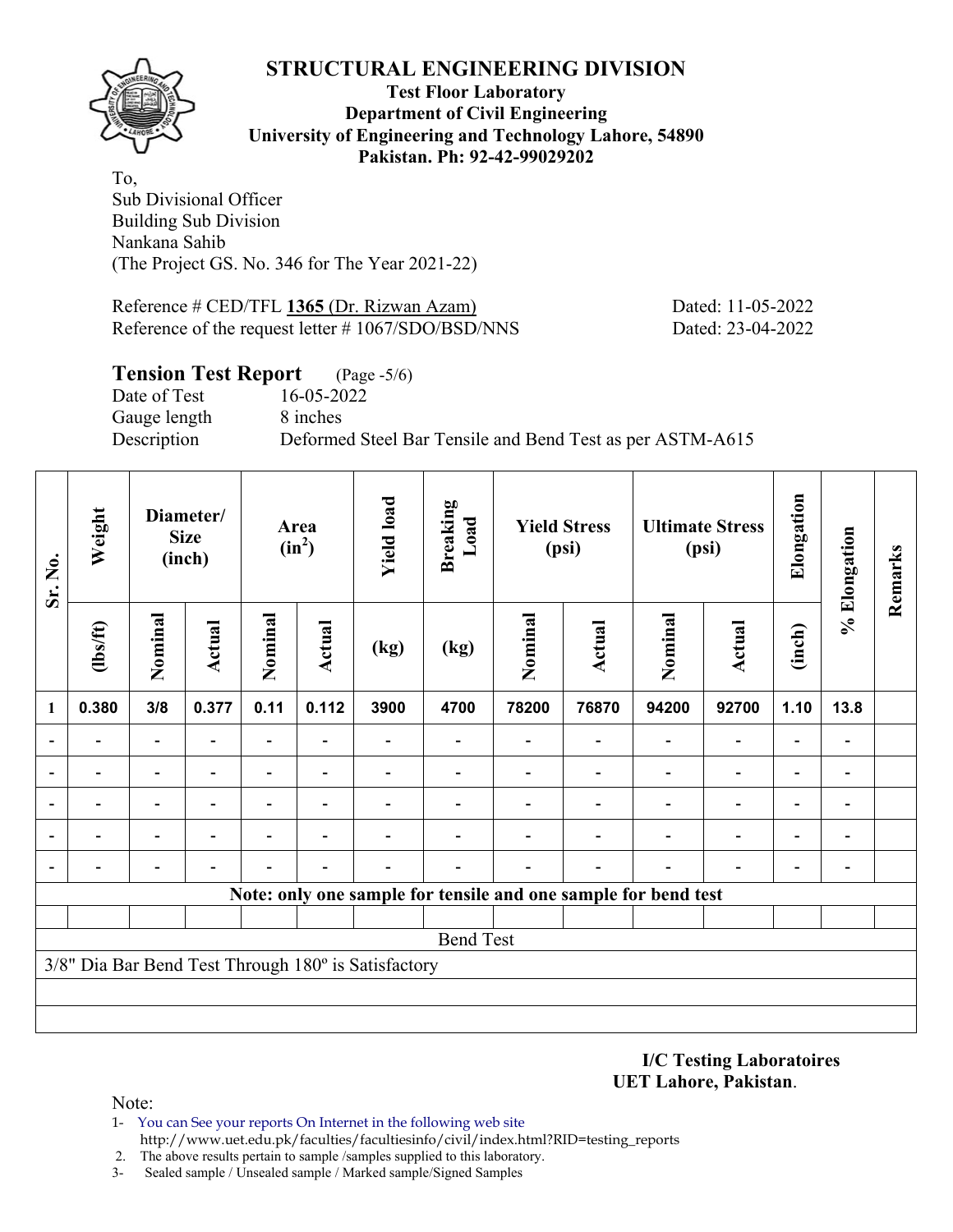# STRUCTURAL ENGINEERING DIVISION

**Test Floor Laboratory**
**Department of Civil Engineering**
**University of Engineering and Technology Lahore, 54890**
**Pakistan. Ph: 92-42-99029202**

To,
Sub Divisional Officer
Building Sub Division
Nankana Sahib
(The Project GS. No. 346 for The Year 2021-22)

Reference # CED/TFL **1365** (Dr. Rizwan Azam) Dated: 11-05-2022
Reference of the request letter # 1067/SDO/BSD/NNS Dated: 23-04-2022

## Tension Test Report (Page -5/6)

Date of Test 16-05-2022
Gauge length 8 inches
Description Deformed Steel Bar Tensile and Bend Test as per ASTM-A615

| Sr. No. | Weight | Diameter/ Size (inch) | | Area ($in^2$) | | Yield load | Breaking Load | Yield Stress (psi) | | Ultimate Stress (psi) | | Elongation | % Elongation | Remarks |
|---|---|---|---|---|---|---|---|---|---|---|---|---|---|---|
| | (lbs/ft) | Nominal | Actual | Nominal | Actual | (kg) | (kg) | Nominal | Actual | Nominal | Actual | (inch) | | |
| 1 | 0.380 | 3/8 | 0.377 | 0.11 | 0.112 | 3900 | 4700 | 78200 | 76870 | 94200 | 92700 | 1.10 | 13.8 | |
| - | - | - | - | - | - | - | - | - | - | - | - | - | - | |
| - | - | - | - | - | - | - | - | - | - | - | - | - | - | |
| - | - | - | - | - | - | - | - | - | - | - | - | - | - | |
| - | - | - | - | - | - | - | - | - | - | - | - | - | - | |
| - | - | - | - | - | - | - | - | - | - | - | - | - | - | |
| **Note: only one sample for tensile and one sample for bend test** | | | | | | | | | | | | | | |
| Bend Test | | | | | | | | | | | | | | |
| 3/8" Dia Bar Bend Test Through 180º is Satisfactory | | | | | | | | | | | | | | |

**I/C Testing Laboratoires**
**UET Lahore, Pakistan**.

Note:

1- You can See your reports On Internet in the following web site
http://www.uet.edu.pk/faculties/facultiesinfo/civil/index.html?RID=testing_reports
2. The above results pertain to sample /samples supplied to this laboratory.
3- Sealed sample / Unsealed sample / Marked sample/Signed Samples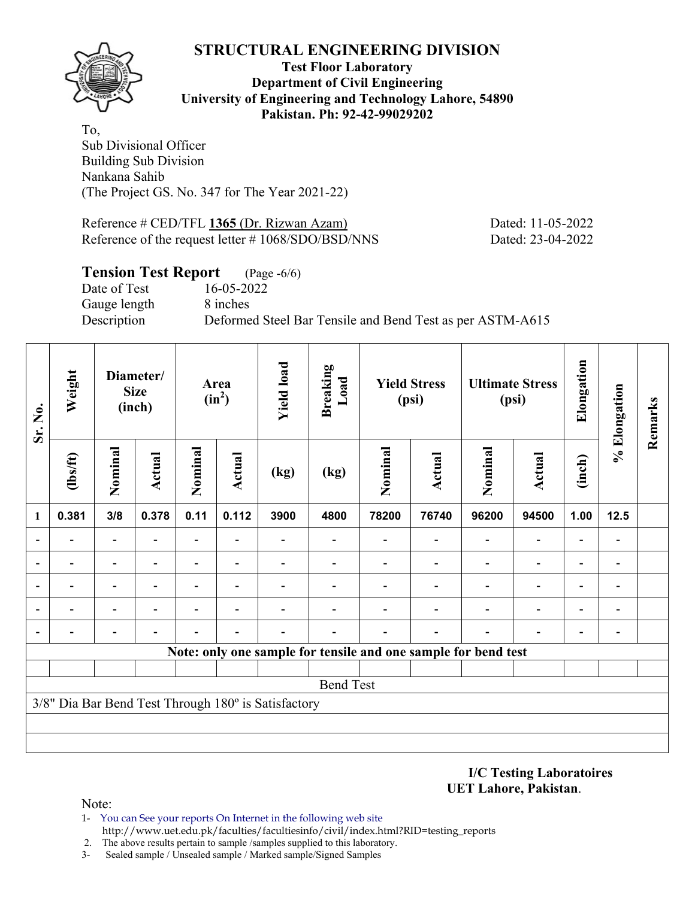# STRUCTURAL ENGINEERING DIVISION

**Test Floor Laboratory**
**Department of Civil Engineering**
**University of Engineering and Technology Lahore, 54890**
**Pakistan. Ph: 92-42-99029202**

To,
Sub Divisional Officer
Building Sub Division
Nankana Sahib
(The Project GS. No. 347 for The Year 2021-22)

Reference # CED/TFL **1365** (Dr. Rizwan Azam) Dated: 11-05-2022
Reference of the request letter # 1068/SDO/BSD/NNS Dated: 23-04-2022

## Tension Test Report (Page -6/6)

Date of Test 16-05-2022
Gauge length 8 inches
Description Deformed Steel Bar Tensile and Bend Test as per ASTM-A615

| Sr. No. | Weight | Diameter/ Size (inch) | | Area ($in^2$) | | Yield load | Breaking Load | Yield Stress (psi) | | Ultimate Stress (psi) | | Elongation | % Elongation | Remarks |
|---|---|---|---|---|---|---|---|---|---|---|---|---|---|---|
| | (lbs/ft) | Nominal | Actual | Nominal | Actual | (kg) | (kg) | Nominal | Actual | Nominal | Actual | (inch) | | |
| 1 | 0.381 | 3/8 | 0.378 | 0.11 | 0.112 | 3900 | 4800 | 78200 | 76740 | 96200 | 94500 | 1.00 | 12.5 | |
| - | - | - | - | - | - | - | - | - | - | - | - | - | - | |
| - | - | - | - | - | - | - | - | - | - | - | - | - | - | |
| - | - | - | - | - | - | - | - | - | - | - | - | - | - | |
| - | - | - | - | - | - | - | - | - | - | - | - | - | - | |
| - | - | - | - | - | - | - | - | - | - | - | - | - | - | |
| **Note: only one sample for tensile and one sample for bend test** | | | | | | | | | | | | | | |
| | | | | | | | | | | | | | | |
| Bend Test | | | | | | | | | | | | | | |
| 3/8" Dia Bar Bend Test Through 180º is Satisfactory | | | | | | | | | | | | | | |

**I/C Testing Laboratoires**
**UET Lahore, Pakistan.**

Note:
1- You can See your reports On Internet in the following web site
http://www.uet.edu.pk/faculties/facultiesinfo/civil/index.html?RID=testing_reports
2. The above results pertain to sample /samples supplied to this laboratory.
3- Sealed sample / Unsealed sample / Marked sample/Signed Samples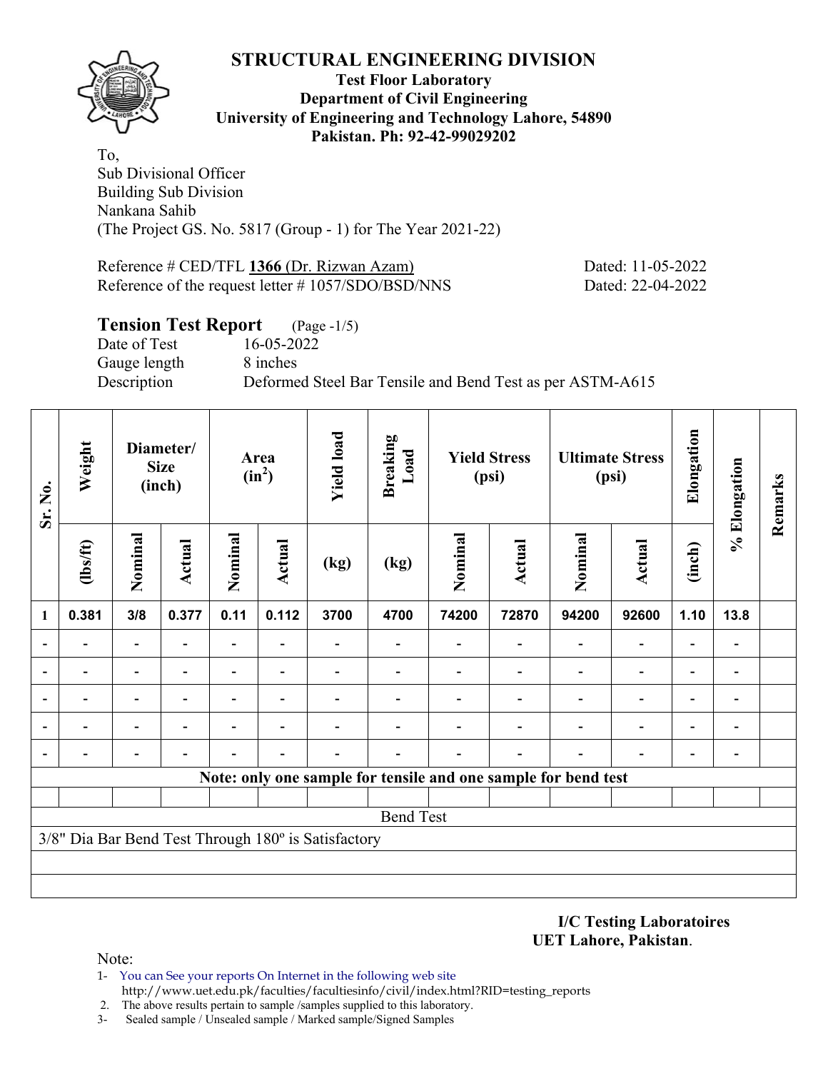# STRUCTURAL ENGINEERING DIVISION

**Test Floor Laboratory**
**Department of Civil Engineering**
**University of Engineering and Technology Lahore, 54890**
**Pakistan. Ph: 92-42-99029202**

To,
Sub Divisional Officer
Building Sub Division
Nankana Sahib
(The Project GS. No. 5817 (Group - 1) for The Year 2021-22)

Reference # CED/TFL **1366** (Dr. Rizwan Azam) Dated: 11-05-2022
Reference of the request letter # 1057/SDO/BSD/NNS Dated: 22-04-2022

## Tension Test Report (Page -1/5)

Date of Test 16-05-2022
Gauge length 8 inches
Description Deformed Steel Bar Tensile and Bend Test as per ASTM-A615

| Sr. No. | Weight | Diameter/ Size (inch) | | Area ($in^2$) | | Yield load | Breaking Load | Yield Stress (psi) | | Ultimate Stress (psi) | | Elongation | % Elongation | Remarks |
|---|---|---|---|---|---|---|---|---|---|---|---|---|---|---|
| | (lbs/ft) | Nominal | Actual | Nominal | Actual | (kg) | (kg) | Nominal | Actual | Nominal | Actual | (inch) | | |
| 1 | 0.381 | 3/8 | 0.377 | 0.11 | 0.112 | 3700 | 4700 | 74200 | 72870 | 94200 | 92600 | 1.10 | 13.8 | |
| - | - | - | - | - | - | - | - | - | - | - | - | - | - | |
| - | - | - | - | - | - | - | - | - | - | - | - | - | - | |
| - | - | - | - | - | - | - | - | - | - | - | - | - | - | |
| - | - | - | - | - | - | - | - | - | - | - | - | - | - | |
| - | - | - | - | - | - | - | - | - | - | - | - | - | - | |
| **Note: only one sample for tensile and one sample for bend test** | | | | | | | | | | | | | | |
| Bend Test | | | | | | | | | | | | | | |
| 3/8" Dia Bar Bend Test Through 180º is Satisfactory | | | | | | | | | | | | | | |

**I/C Testing Laboratoires**
**UET Lahore, Pakistan**.

Note:
1- You can See your reports On Internet in the following web site
http://www.uet.edu.pk/faculties/facultiesinfo/civil/index.html?RID=testing_reports
2. The above results pertain to sample /samples supplied to this laboratory.
3- Sealed sample / Unsealed sample / Marked sample/Signed Samples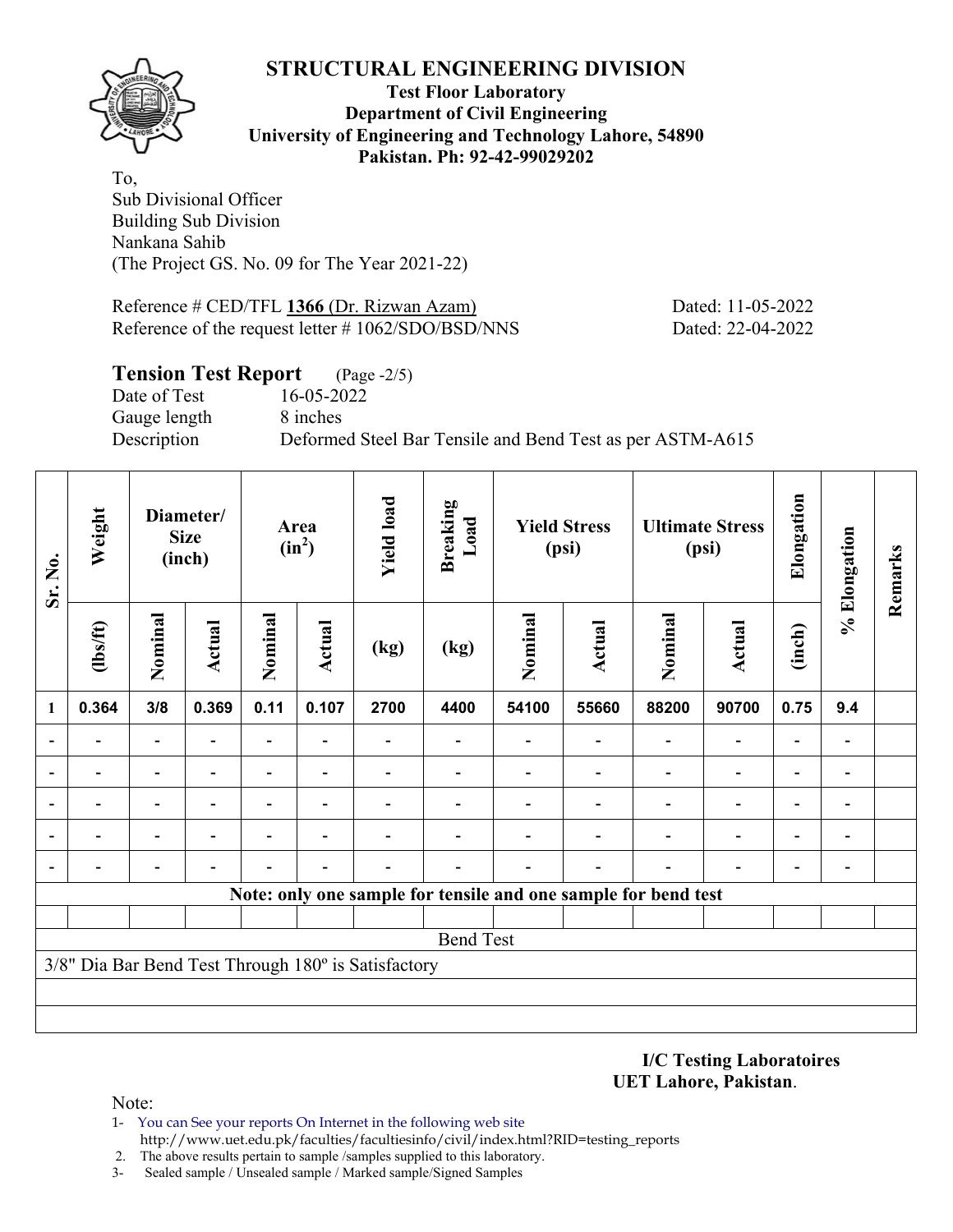# STRUCTURAL ENGINEERING DIVISION

**Test Floor Laboratory**
**Department of Civil Engineering**
**University of Engineering and Technology Lahore, 54890**
**Pakistan. Ph: 92-42-99029202**

To,
Sub Divisional Officer
Building Sub Division
Nankana Sahib
(The Project GS. No. 09 for The Year 2021-22)

Reference # CED/TFL **1366** (Dr. Rizwan Azam) Dated: 11-05-2022
Reference of the request letter # 1062/SDO/BSD/NNS Dated: 22-04-2022

## Tension Test Report (Page -2/5)

Date of Test 16-05-2022
Gauge length 8 inches
Description Deformed Steel Bar Tensile and Bend Test as per ASTM-A615

| Sr. No. | Weight | Diameter/ Size (inch) | | Area ($in^2$) | | Yield load | Breaking Load | Yield Stress (psi) | | Ultimate Stress (psi) | | Elongation | % Elongation | Remarks |
|---|---|---|---|---|---|---|---|---|---|---|---|---|---|---|
| | (lbs/ft) | Nominal | Actual | Nominal | Actual | (kg) | (kg) | Nominal | Actual | Nominal | Actual | (inch) | | |
| 1 | 0.364 | 3/8 | 0.369 | 0.11 | 0.107 | 2700 | 4400 | 54100 | 55660 | 88200 | 90700 | 0.75 | 9.4 | |
| - | - | - | - | - | - | - | - | - | - | - | - | - | - | |
| - | - | - | - | - | - | - | - | - | - | - | - | - | - | |
| - | - | - | - | - | - | - | - | - | - | - | - | - | - | |
| - | - | - | - | - | - | - | - | - | - | - | - | - | - | |
| - | - | - | - | - | - | - | - | - | - | - | - | - | - | |

**Note: only one sample for tensile and one sample for bend test**

Bend Test

3/8" Dia Bar Bend Test Through 180º is Satisfactory

**I/C Testing Laboratoires**
**UET Lahore, Pakistan**.

Note:
1- You can See your reports On Internet in the following web site
http://www.uet.edu.pk/faculties/facultiesinfo/civil/index.html?RID=testing_reports
2. The above results pertain to sample /samples supplied to this laboratory.
3- Sealed sample / Unsealed sample / Marked sample/Signed Samples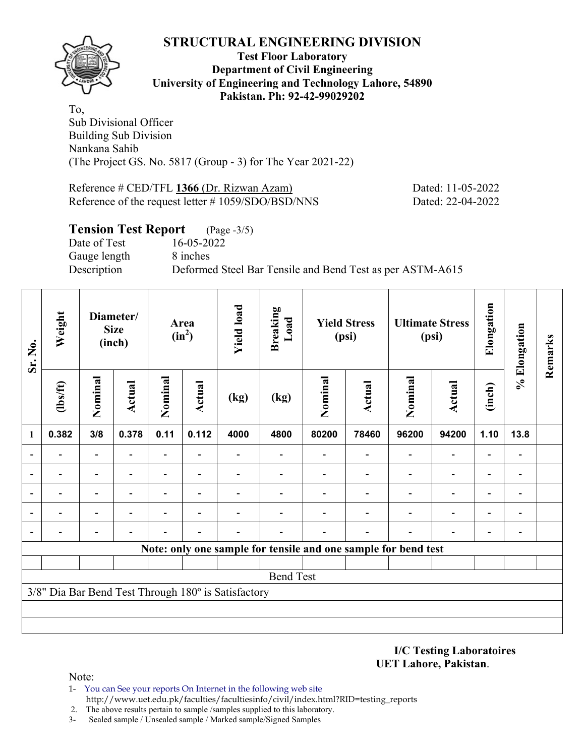# STRUCTURAL ENGINEERING DIVISION

**Test Floor Laboratory**
**Department of Civil Engineering**
**University of Engineering and Technology Lahore, 54890**
**Pakistan. Ph: 92-42-99029202**

To,
Sub Divisional Officer
Building Sub Division
Nankana Sahib
(The Project GS. No. 5817 (Group - 3) for The Year 2021-22)

Reference # CED/TFL **1366** (Dr. Rizwan Azam) Dated: 11-05-2022
Reference of the request letter # 1059/SDO/BSD/NNS Dated: 22-04-2022

## Tension Test Report (Page -3/5)

Date of Test 16-05-2022
Gauge length 8 inches
Description Deformed Steel Bar Tensile and Bend Test as per ASTM-A615

| Sr. No. | Weight | Diameter/ Size (inch) | | Area ($in^2$) | | Yield load | Breaking Load | Yield Stress (psi) | | Ultimate Stress (psi) | | Elongation | % Elongation | Remarks |
|---|---|---|---|---|---|---|---|---|---|---|---|---|---|---|
| | (lbs/ft) | Nominal | Actual | Nominal | Actual | (kg) | (kg) | Nominal | Actual | Nominal | Actual | (inch) | | |
| 1 | 0.382 | 3/8 | 0.378 | 0.11 | 0.112 | 4000 | 4800 | 80200 | 78460 | 96200 | 94200 | 1.10 | 13.8 | |
| - | - | - | - | - | - | - | - | - | - | - | - | - | - | |
| - | - | - | - | - | - | - | - | - | - | - | - | - | - | |
| - | - | - | - | - | - | - | - | - | - | - | - | - | - | |
| - | - | - | - | - | - | - | - | - | - | - | - | - | - | |
| - | - | - | - | - | - | - | - | - | - | - | - | - | - | |
| **Note: only one sample for tensile and one sample for bend test** | | | | | | | | | | | | | | |
| | | | | | | | | | | | | | | |
| Bend Test | | | | | | | | | | | | | | |
| 3/8" Dia Bar Bend Test Through 180º is Satisfactory | | | | | | | | | | | | | | |

**I/C Testing Laboratoires**
**UET Lahore, Pakistan**.

Note:
1- You can See your reports On Internet in the following web site
http://www.uet.edu.pk/faculties/facultiesinfo/civil/index.html?RID=testing_reports
2. The above results pertain to sample /samples supplied to this laboratory.
3- Sealed sample / Unsealed sample / Marked sample/Signed Samples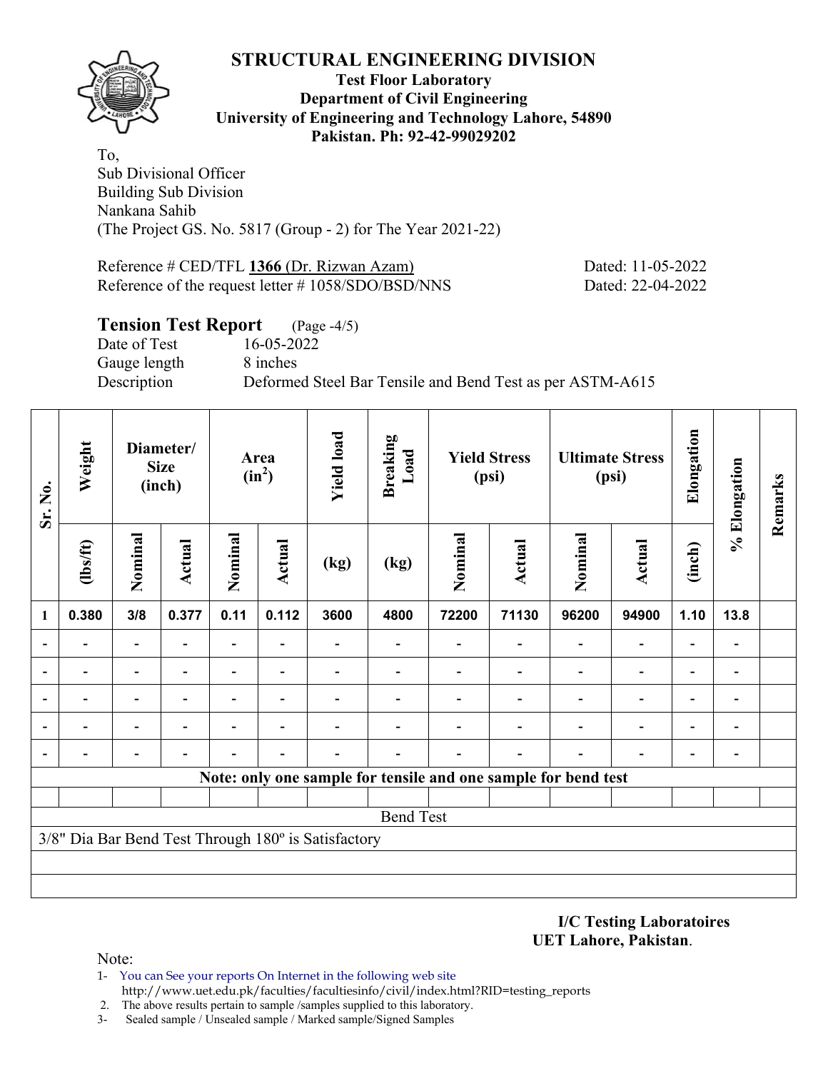# STRUCTURAL ENGINEERING DIVISION

**Test Floor Laboratory**
**Department of Civil Engineering**
**University of Engineering and Technology Lahore, 54890**
**Pakistan. Ph: 92-42-99029202**

To,
Sub Divisional Officer
Building Sub Division
Nankana Sahib
(The Project GS. No. 5817 (Group - 2) for The Year 2021-22)

Reference # CED/TFL **1366** (Dr. Rizwan Azam) Dated: 11-05-2022
Reference of the request letter # 1058/SDO/BSD/NNS Dated: 22-04-2022

## Tension Test Report (Page -4/5)

Date of Test 16-05-2022
Gauge length 8 inches
Description Deformed Steel Bar Tensile and Bend Test as per ASTM-A615

| Sr. No. | Weight | Diameter/ Size (inch) | | Area ($in^2$) | | Yield load | Breaking Load | Yield Stress (psi) | | Ultimate Stress (psi) | | Elongation | % Elongation | Remarks |
|---|---|---|---|---|---|---|---|---|---|---|---|---|---|---|
| | (lbs/ft) | Nominal | Actual | Nominal | Actual | (kg) | (kg) | Nominal | Actual | Nominal | Actual | (inch) | | |
| 1 | 0.380 | 3/8 | 0.377 | 0.11 | 0.112 | 3600 | 4800 | 72200 | 71130 | 96200 | 94900 | 1.10 | 13.8 | |
| - | - | - | - | - | - | - | - | - | - | - | - | - | - | |
| - | - | - | - | - | - | - | - | - | - | - | - | - | - | |
| - | - | - | - | - | - | - | - | - | - | - | - | - | - | |
| - | - | - | - | - | - | - | - | - | - | - | - | - | - | |
| - | - | - | - | - | - | - | - | - | - | - | - | - | - | |
| **Note: only one sample for tensile and one sample for bend test** | | | | | | | | | | | | | | |
| Bend Test | | | | | | | | | | | | | | |
| 3/8" Dia Bar Bend Test Through 180º is Satisfactory | | | | | | | | | | | | | | |

**I/C Testing Laboratoires**
**UET Lahore, Pakistan**.

Note:

1- You can See your reports On Internet in the following web site
http://www.uet.edu.pk/faculties/facultiesinfo/civil/index.html?RID=testing_reports
2. The above results pertain to sample /samples supplied to this laboratory.
3- Sealed sample / Unsealed sample / Marked sample/Signed Samples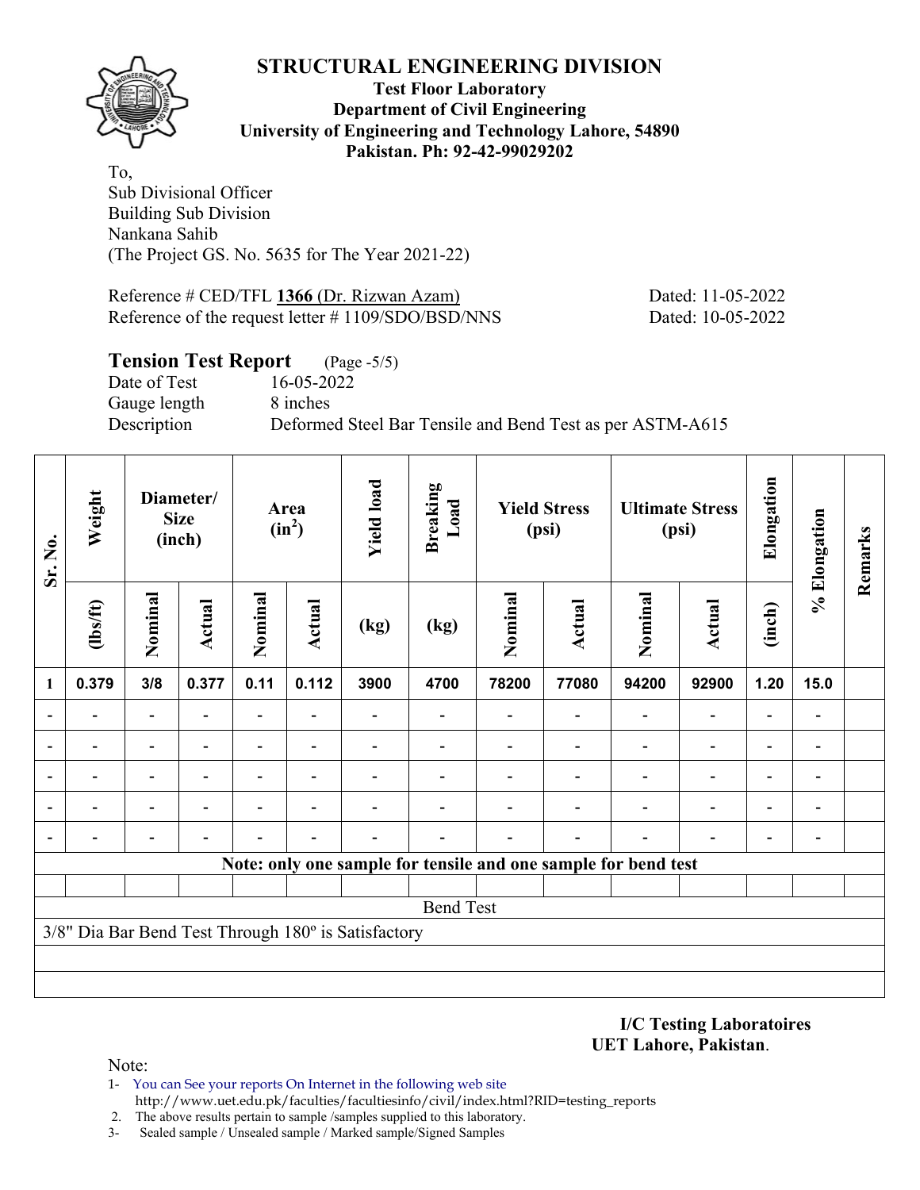# STRUCTURAL ENGINEERING DIVISION

**Test Floor Laboratory**
**Department of Civil Engineering**
**University of Engineering and Technology Lahore, 54890**
**Pakistan. Ph: 92-42-99029202**

To,
Sub Divisional Officer
Building Sub Division
Nankana Sahib
(The Project GS. No. 5635 for The Year 2021-22)

Reference # CED/TFL **1366** (Dr. Rizwan Azam) Dated: 11-05-2022
Reference of the request letter # 1109/SDO/BSD/NNS Dated: 10-05-2022

## Tension Test Report (Page -5/5)

Date of Test 16-05-2022
Gauge length 8 inches
Description Deformed Steel Bar Tensile and Bend Test as per ASTM-A615

| Sr. No. | Weight | Diameter/ Size (inch) | | Area ($in^2$) | | Yield load | Breaking Load | Yield Stress (psi) | | Ultimate Stress (psi) | | Elongation | % Elongation | Remarks |
|---|---|---|---|---|---|---|---|---|---|---|---|---|---|---|
| | (lbs/ft) | Nominal | Actual | Nominal | Actual | (kg) | (kg) | Nominal | Actual | Nominal | Actual | (inch) | | |
| 1 | 0.379 | 3/8 | 0.377 | 0.11 | 0.112 | 3900 | 4700 | 78200 | 77080 | 94200 | 92900 | 1.20 | 15.0 | |
| - | - | - | - | - | - | - | - | - | - | - | - | - | - | |
| - | - | - | - | - | - | - | - | - | - | - | - | - | - | |
| - | - | - | - | - | - | - | - | - | - | - | - | - | - | |
| - | - | - | - | - | - | - | - | - | - | - | - | - | - | |
| - | - | - | - | - | - | - | - | - | - | - | - | - | - | |
| Note: only one sample for tensile and one sample for bend test | | | | | | | | | | | | | | |
| Bend Test | | | | | | | | | | | | | | |
| 3/8" Dia Bar Bend Test Through 180º is Satisfactory | | | | | | | | | | | | | | |

**I/C Testing Laboratoires**
**UET Lahore, Pakistan**.

Note:
1- You can See your reports On Internet in the following web site
http://www.uet.edu.pk/faculties/facultiesinfo/civil/index.html?RID=testing_reports
2. The above results pertain to sample /samples supplied to this laboratory.
3- Sealed sample / Unsealed sample / Marked sample/Signed Samples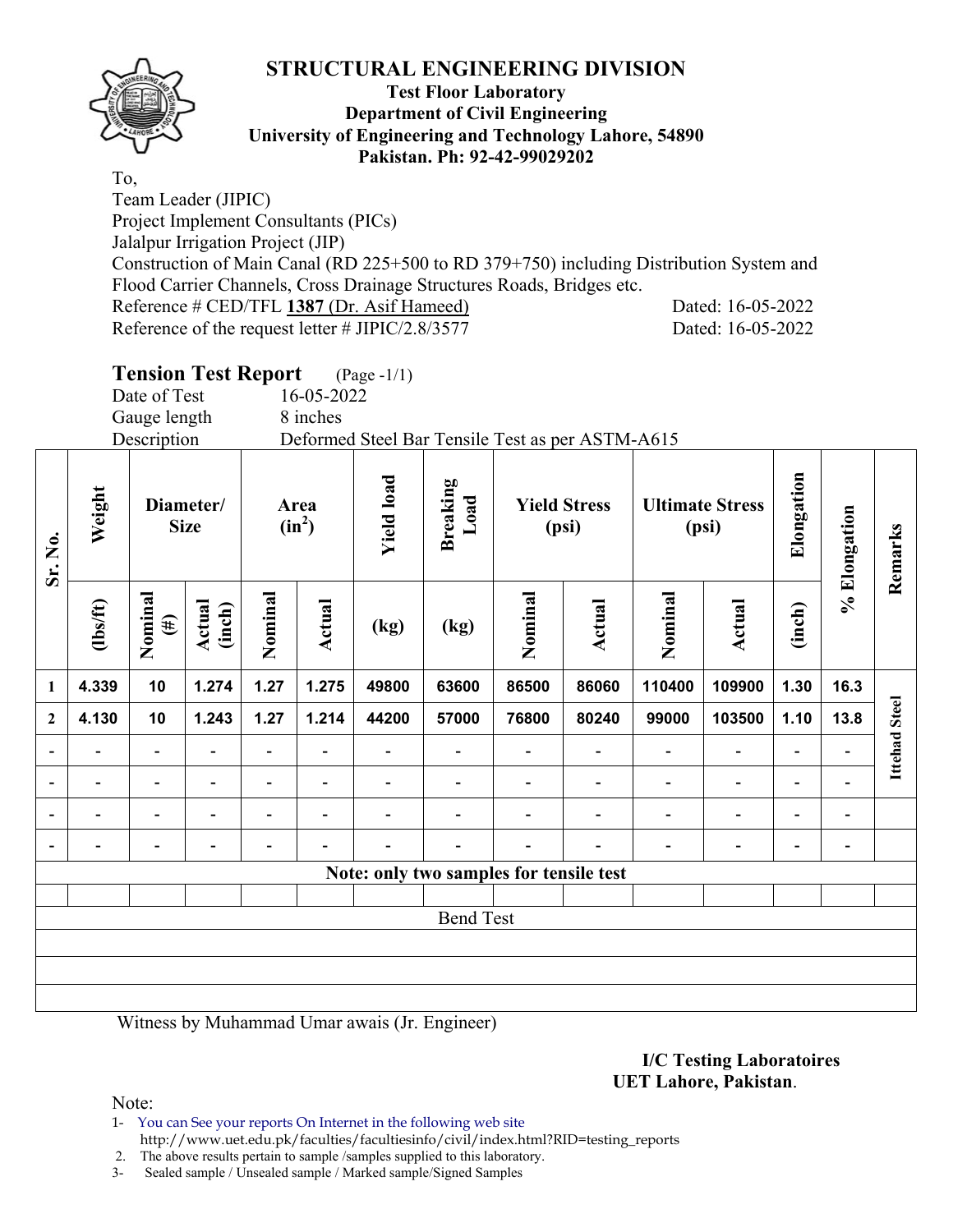# STRUCTURAL ENGINEERING DIVISION

**Test Floor Laboratory**
**Department of Civil Engineering**
**University of Engineering and Technology Lahore, 54890**
**Pakistan. Ph: 92-42-99029202**

To,
Team Leader (JIPIC)
Project Implement Consultants (PICs)
Jalalpur Irrigation Project (JIP)
Construction of Main Canal (RD 225+500 to RD 379+750) including Distribution System and Flood Carrier Channels, Cross Drainage Structures Roads, Bridges etc.
Reference # CED/TFL **1387** (Dr. Asif Hameed) Dated: 16-05-2022
Reference of the request letter # JIPIC/2.8/3577 Dated: 16-05-2022

## Tension Test Report (Page -1/1)

Date of Test 16-05-2022
Gauge length 8 inches
Description Deformed Steel Bar Tensile Test as per ASTM-A615

| Sr. No. | Weight | Diameter/ Size | | Area ($in^2$) | | Yield load | Breaking Load | Yield Stress (psi) | | Ultimate Stress (psi) | | Elongation | % Elongation | Remarks |
|---|---|---|---|---|---|---|---|---|---|---|---|---|---|---|
| | (lbs/ft) | Nominal (#) | Actual (inch) | Nominal | Actual | (kg) | (kg) | Nominal | Actual | Nominal | Actual | (inch) | | |
| 1 | 4.339 | 10 | 1.274 | 1.27 | 1.275 | 49800 | 63600 | 86500 | 86060 | 110400 | 109900 | 1.30 | 16.3 | Ittehad Steel |
| 2 | 4.130 | 10 | 1.243 | 1.27 | 1.214 | 44200 | 57000 | 76800 | 80240 | 99000 | 103500 | 1.10 | 13.8 | |
| - | - | - | - | - | - | - | - | - | - | - | - | - | - | |
| - | - | - | - | - | - | - | - | - | - | - | - | - | - | |
| - | - | - | - | - | - | - | - | - | - | - | - | - | - | |
| - | - | - | - | - | - | - | - | - | - | - | - | - | - | |

**Note: only two samples for tensile test**

Bend Test

Witness by Muhammad Umar awais (Jr. Engineer)

**I/C Testing Laboratoires**
**UET Lahore, Pakistan**.

Note:
1- You can See your reports On Internet in the following web site http://www.uet.edu.pk/faculties/facultiesinfo/civil/index.html?RID=testing_reports
2. The above results pertain to sample /samples supplied to this laboratory.
3- Sealed sample / Unsealed sample / Marked sample/Signed Samples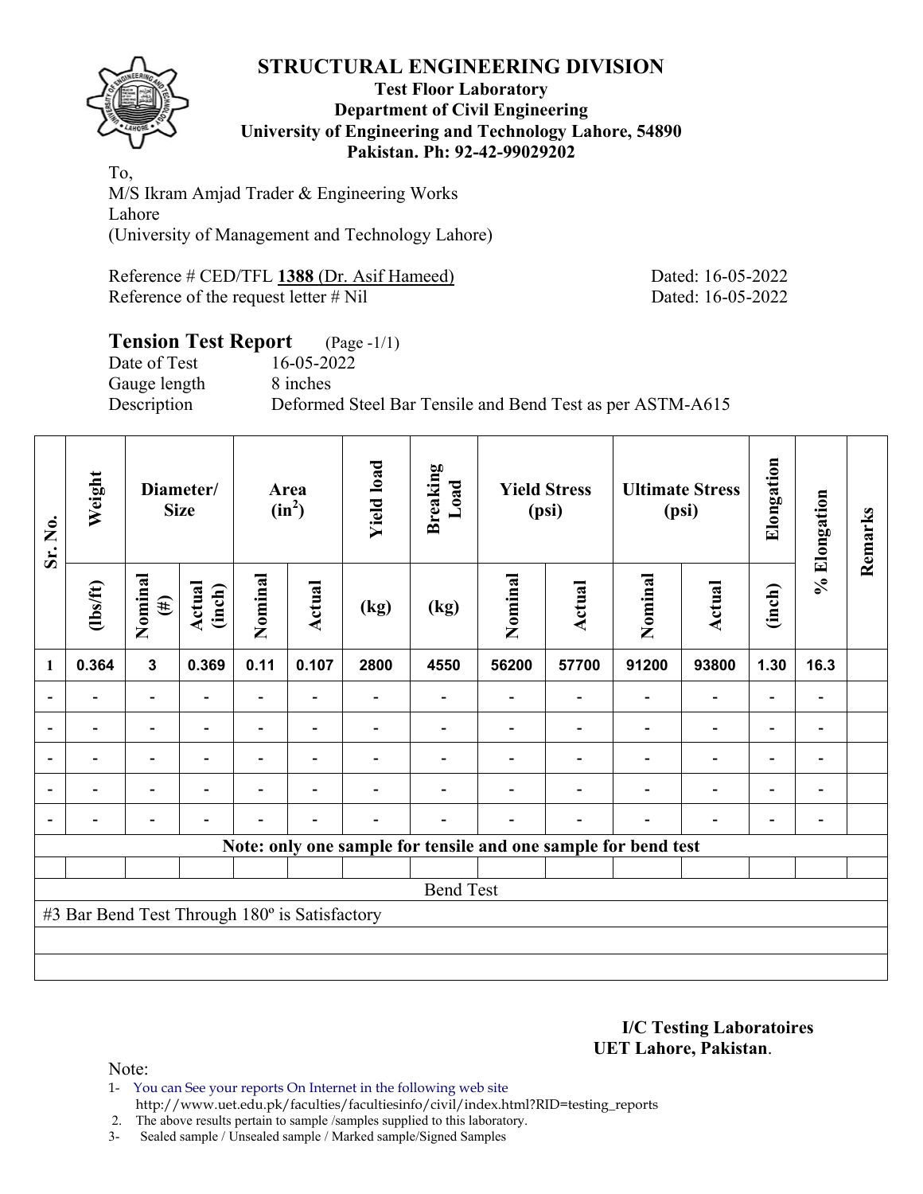# STRUCTURAL ENGINEERING DIVISION

**Test Floor Laboratory**
**Department of Civil Engineering**
**University of Engineering and Technology Lahore, 54890**
**Pakistan. Ph: 92-42-99029202**

To,
M/S Ikram Amjad Trader & Engineering Works
Lahore
(University of Management and Technology Lahore)

Reference # CED/TFL **1388** (Dr. Asif Hameed) Dated: 16-05-2022
Reference of the request letter # Nil Dated: 16-05-2022

## Tension Test Report (Page -1/1)

Date of Test 16-05-2022
Gauge length 8 inches
Description Deformed Steel Bar Tensile and Bend Test as per ASTM-A615

| Sr. No. | Weight | Diameter/ Size | | Area ($in^2$) | | Yield load | Breaking Load | Yield Stress (psi) | | Ultimate Stress (psi) | | Elongation | % Elongation | Remarks |
|---|---|---|---|---|---|---|---|---|---|---|---|---|---|---|
| | (lbs/ft) | Nominal (#) | Actual (inch) | Nominal | Actual | (kg) | (kg) | Nominal | Actual | Nominal | Actual | (inch) | | |
| 1 | 0.364 | 3 | 0.369 | 0.11 | 0.107 | 2800 | 4550 | 56200 | 57700 | 91200 | 93800 | 1.30 | 16.3 | |
| - | - | - | - | - | - | - | - | - | - | - | - | - | - | |
| - | - | - | - | - | - | - | - | - | - | - | - | - | - | |
| - | - | - | - | - | - | - | - | - | - | - | - | - | - | |
| - | - | - | - | - | - | - | - | - | - | - | - | - | - | |
| - | - | - | - | - | - | - | - | - | - | - | - | - | - | |
| Note: only one sample for tensile and one sample for bend test | | | | | | | | | | | | | | |
| | | | | | | | | | | | | | | |
| Bend Test | | | | | | | | | | | | | | |
| #3 Bar Bend Test Through 180º is Satisfactory | | | | | | | | | | | | | | |

**I/C Testing Laboratoires**
**UET Lahore, Pakistan**.

Note:
1- You can See your reports On Internet in the following web site
http://www.uet.edu.pk/faculties/facultiesinfo/civil/index.html?RID=testing_reports
2. The above results pertain to sample /samples supplied to this laboratory.
3- Sealed sample / Unsealed sample / Marked sample/Signed Samples